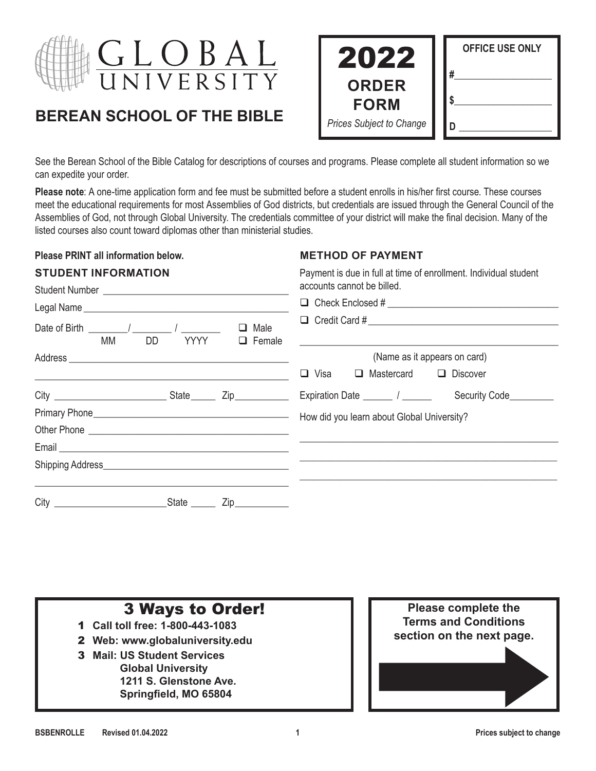# GLOBAL UNIVERSITY

## BEREAN SCHOOL OF THE BIBLE

**2022 ORDER FORM**

*Prices Subject to Change*

**OFFICE USE ONLY**

#\_\_\_\_\_\_\_\_\_\_\_\_\_\_\_\_

$\_\_\_\_\_\_\_\_\_\_\_\_\_\_\_\_

D \_\_\_\_\_\_\_\_\_\_\_\_\_\_\_\_

See the Berean School of the Bible Catalog for descriptions of courses and programs. Please complete all student information so we can expedite your order.

**Please note**: A one-time application form and fee must be submitted before a student enrolls in his/her first course. These courses meet the educational requirements for most Assemblies of God districts, but credentials are issued through the General Council of the Assemblies of God, not through Global University. The credentials committee of your district will make the final decision. Many of the listed courses also count toward diplomas other than ministerial studies.

**Please PRINT all information below.**

### STUDENT INFORMATION

Student Number \_\_\_\_\_\_\_\_\_\_\_\_\_\_\_\_\_\_\_\_\_\_\_\_\_\_\_\_\_\_\_\_

Legal Name \_\_\_\_\_\_\_\_\_\_\_\_\_\_\_\_\_\_\_\_\_\_\_\_\_\_\_\_\_\_\_\_

Date of Birth \_\_\_\_\_\_\_ / \_\_\_\_\_\_\_ / \_\_\_\_\_\_\_ (MM DD YYYY) ❑ Male ❑ Female

Address \_\_\_\_\_\_\_\_\_\_\_\_\_\_\_\_\_\_\_\_\_\_\_\_\_\_\_\_\_\_\_\_

\_\_\_\_\_\_\_\_\_\_\_\_\_\_\_\_\_\_\_\_\_\_\_\_\_\_\_\_\_\_\_\_\_\_\_\_\_\_\_\_

City \_\_\_\_\_\_\_\_\_\_\_\_\_\_\_\_\_\_\_\_ State \_\_\_\_\_ Zip \_\_\_\_\_\_\_\_\_\_

Primary Phone \_\_\_\_\_\_\_\_\_\_\_\_\_\_\_\_\_\_\_\_\_\_\_\_\_\_\_\_\_\_\_\_

Other Phone \_\_\_\_\_\_\_\_\_\_\_\_\_\_\_\_\_\_\_\_\_\_\_\_\_\_\_\_\_\_\_\_

Email \_\_\_\_\_\_\_\_\_\_\_\_\_\_\_\_\_\_\_\_\_\_\_\_\_\_\_\_\_\_\_\_

Shipping Address \_\_\_\_\_\_\_\_\_\_\_\_\_\_\_\_\_\_\_\_\_\_\_\_\_\_\_\_\_\_\_\_

\_\_\_\_\_\_\_\_\_\_\_\_\_\_\_\_\_\_\_\_\_\_\_\_\_\_\_\_\_\_\_\_\_\_\_\_\_\_\_\_

City \_\_\_\_\_\_\_\_\_\_\_\_\_\_\_\_\_\_\_\_ State \_\_\_\_\_ Zip \_\_\_\_\_\_\_\_\_\_

### METHOD OF PAYMENT

Payment is due in full at time of enrollment. Individual student accounts cannot be billed.

❑ Check Enclosed # \_\_\_\_\_\_\_\_\_\_\_\_\_\_\_\_\_\_\_\_\_\_\_\_\_\_\_\_\_\_\_\_

❑ Credit Card # \_\_\_\_\_\_\_\_\_\_\_\_\_\_\_\_\_\_\_\_\_\_\_\_\_\_\_\_\_\_\_\_

\_\_\_\_\_\_\_\_\_\_\_\_\_\_\_\_\_\_\_\_\_\_\_\_\_\_\_\_\_\_\_\_\_\_\_\_\_\_\_\_

(Name as it appears on card)

❑ Visa ❑ Mastercard ❑ Discover

Expiration Date \_\_\_\_\_ / \_\_\_\_\_ Security Code \_\_\_\_\_\_\_\_

How did you learn about Global University?

\_\_\_\_\_\_\_\_\_\_\_\_\_\_\_\_\_\_\_\_\_\_\_\_\_\_\_\_\_\_\_\_\_\_\_\_\_\_\_\_

\_\_\_\_\_\_\_\_\_\_\_\_\_\_\_\_\_\_\_\_\_\_\_\_\_\_\_\_\_\_\_\_\_\_\_\_\_\_\_\_

\_\_\_\_\_\_\_\_\_\_\_\_\_\_\_\_\_\_\_\_\_\_\_\_\_\_\_\_\_\_\_\_\_\_\_\_\_\_\_\_

## 3 Ways to Order!

1. **Call toll free: 1-800-443-1083**
2. **Web: www.globaluniversity.edu**
3. **Mail: US Student Services**
   **Global University**
   **1211 S. Glenstone Ave.**
   **Springfield, MO 65804**

**Please complete the Terms and Conditions section on the next page.**

BSBENROLLE Revised 01.04.2022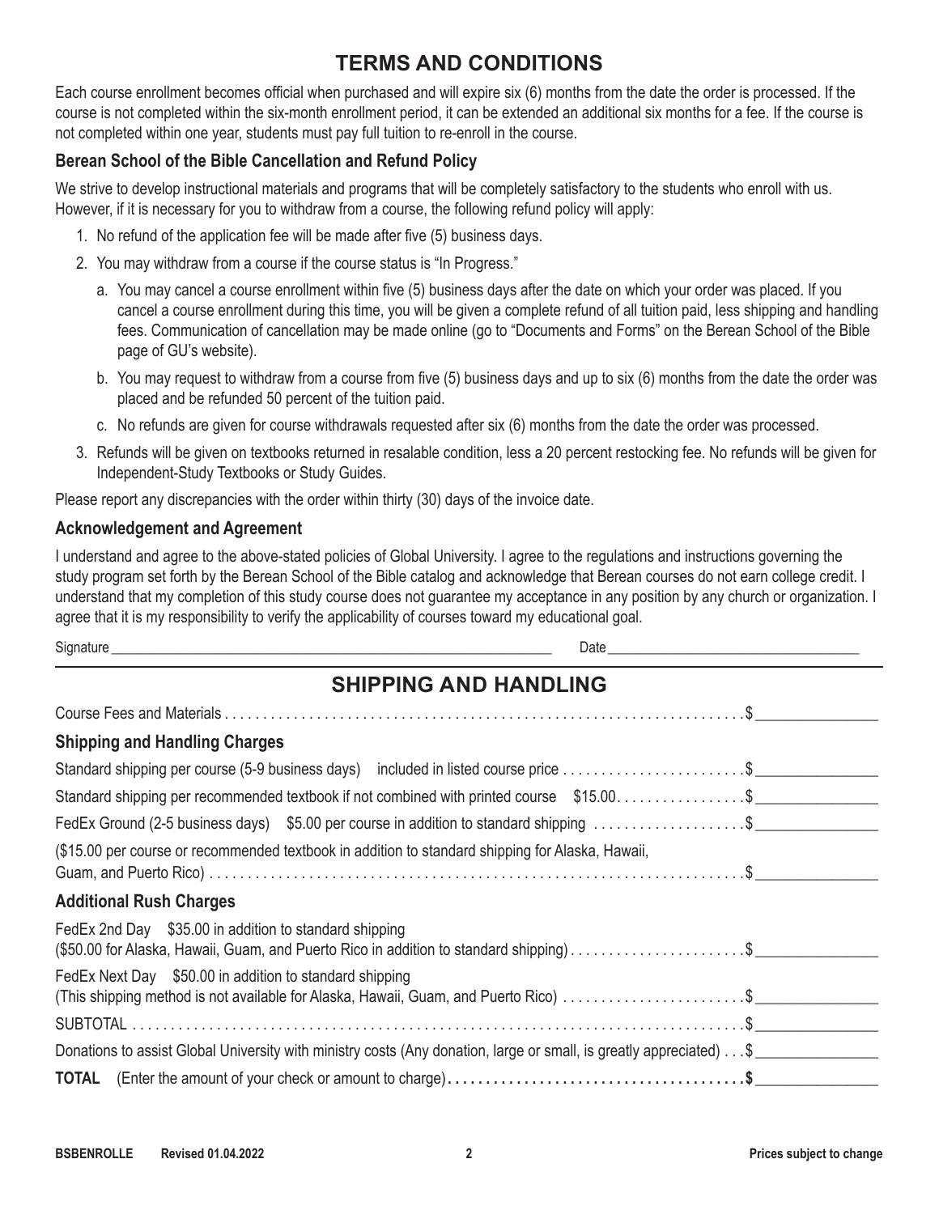# TERMS AND CONDITIONS

Each course enrollment becomes official when purchased and will expire six (6) months from the date the order is processed. If the course is not completed within the six-month enrollment period, it can be extended an additional six months for a fee. If the course is not completed within one year, students must pay full tuition to re-enroll in the course.

### Berean School of the Bible Cancellation and Refund Policy

We strive to develop instructional materials and programs that will be completely satisfactory to the students who enroll with us. However, if it is necessary for you to withdraw from a course, the following refund policy will apply:

1. No refund of the application fee will be made after five (5) business days.
2. You may withdraw from a course if the course status is "In Progress."
   a. You may cancel a course enrollment within five (5) business days after the date on which your order was placed. If you cancel a course enrollment during this time, you will be given a complete refund of all tuition paid, less shipping and handling fees. Communication of cancellation may be made online (go to "Documents and Forms" on the Berean School of the Bible page of GU's website).
   b. You may request to withdraw from a course from five (5) business days and up to six (6) months from the date the order was placed and be refunded 50 percent of the tuition paid.
   c. No refunds are given for course withdrawals requested after six (6) months from the date the order was processed.
3. Refunds will be given on textbooks returned in resalable condition, less a 20 percent restocking fee. No refunds will be given for Independent-Study Textbooks or Study Guides.

Please report any discrepancies with the order within thirty (30) days of the invoice date.

### Acknowledgement and Agreement

I understand and agree to the above-stated policies of Global University. I agree to the regulations and instructions governing the study program set forth by the Berean School of the Bible catalog and acknowledge that Berean courses do not earn college credit. I understand that my completion of this study course does not guarantee my acceptance in any position by any church or organization. I agree that it is my responsibility to verify the applicability of courses toward my educational goal.

Signature ______________________________ Date ______________________________

# SHIPPING AND HANDLING

Course Fees and Materials . . . . . . . . . . . . . . . . . . . . . . . . . . . . . . . . . . . . . . . . $ ______________

### Shipping and Handling Charges

Standard shipping per course (5-9 business days) included in listed course price . . . . . . . . . . $ ______________

Standard shipping per recommended textbook if not combined with printed course $15.00 . . . . . . . . $ ______________

FedEx Ground (2-5 business days) $5.00 per course in addition to standard shipping . . . . . . . . . . $ ______________

($15.00 per course or recommended textbook in addition to standard shipping for Alaska, Hawaii, Guam, and Puerto Rico) . . . . . . . . . . . . . . . . . . . . . . . . . . . . . . . . . . . . . . . . $ ______________

### Additional Rush Charges

FedEx 2nd Day $35.00 in addition to standard shipping
($50.00 for Alaska, Hawaii, Guam, and Puerto Rico in addition to standard shipping) . . . . . . . . . . $ ______________

FedEx Next Day $50.00 in addition to standard shipping
(This shipping method is not available for Alaska, Hawaii, Guam, and Puerto Rico) . . . . . . . . . . $ ______________

SUBTOTAL . . . . . . . . . . . . . . . . . . . . . . . . . . . . . . . . . . . . . . . . . . . . . . . . $ ______________

Donations to assist Global University with ministry costs (Any donation, large or small, is greatly appreciated) . . . $ ______________

**TOTAL** (Enter the amount of your check or amount to charge) **. . . . . . . . . . . . . . . . . . . . . . . . $** ______________

BSBENROLLE Revised 01.04.2022 Prices subject to change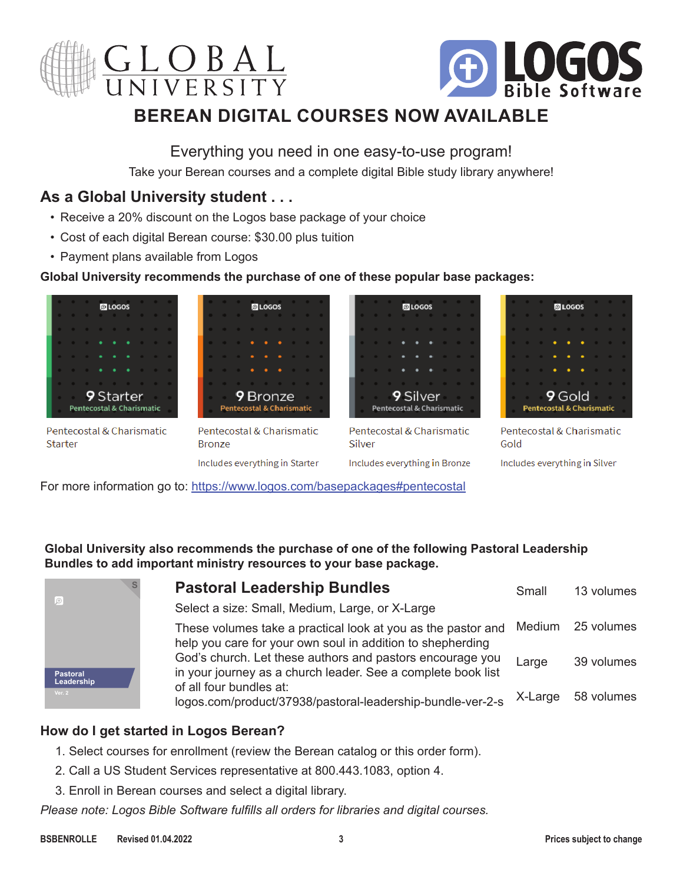GLOBAL UNIVERSITY

LOGOS Bible Software

# BEREAN DIGITAL COURSES NOW AVAILABLE

Everything you need in one easy-to-use program!

Take your Berean courses and a complete digital Bible study library anywhere!

## As a Global University student . . .

- Receive a 20% discount on the Logos base package of your choice
- Cost of each digital Berean course: $30.00 plus tuition
- Payment plans available from Logos

**Global University recommends the purchase of one of these popular base packages:**

| 9 Starter | 9 Bronze | 9 Silver | 9 Gold |
|---|---|---|---|
| Pentecostal & Charismatic Starter | Pentecostal & Charismatic Bronze | Pentecostal & Charismatic Silver | Pentecostal & Charismatic Gold |
| | Includes everything in Starter | Includes everything in Bronze | Includes everything in Silver |

For more information go to: https://www.logos.com/basepackages#pentecostal

**Global University also recommends the purchase of one of the following Pastoral Leadership Bundles to add important ministry resources to your base package.**

## Pastoral Leadership Bundles

Select a size: Small, Medium, Large, or X-Large

These volumes take a practical look at you as the pastor and help you care for your own soul in addition to shepherding God's church. Let these authors and pastors encourage you in your journey as a church leader. See a complete book list of all four bundles at: logos.com/product/37938/pastoral-leadership-bundle-ver-2-s

| Size | Volumes |
|---|---|
| Small | 13 volumes |
| Medium | 25 volumes |
| Large | 39 volumes |
| X-Large | 58 volumes |

## How do I get started in Logos Berean?

1. Select courses for enrollment (review the Berean catalog or this order form).
2. Call a US Student Services representative at 800.443.1083, option 4.
3. Enroll in Berean courses and select a digital library.

*Please note: Logos Bible Software fulfills all orders for libraries and digital courses.*

BSBENROLLE Revised 01.04.2022 Prices subject to change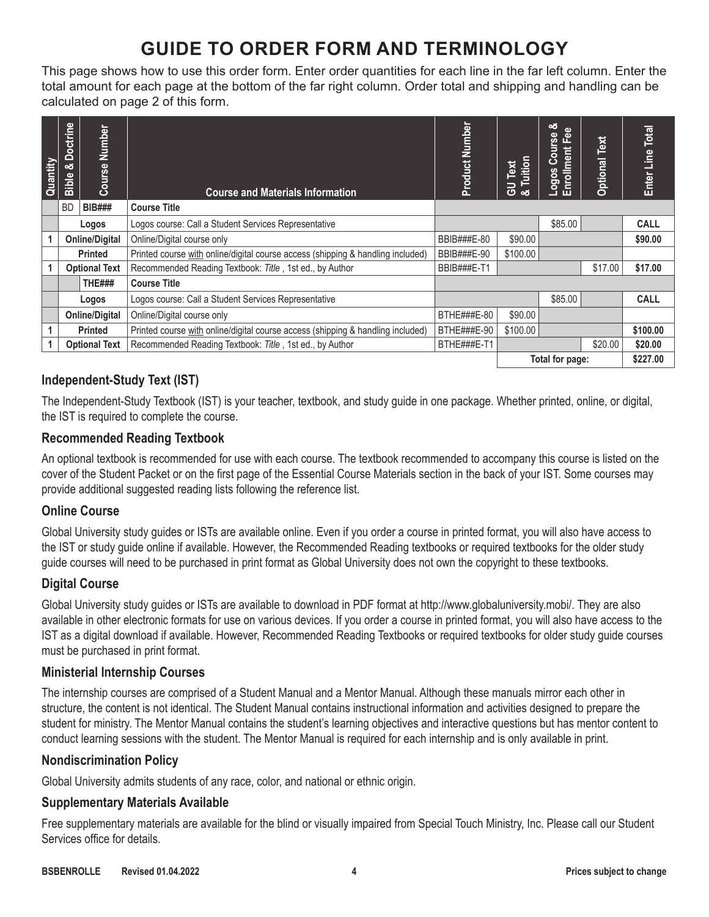# GUIDE TO ORDER FORM AND TERMINOLOGY

This page shows how to use this order form. Enter order quantities for each line in the far left column. Enter the total amount for each page at the bottom of the far right column. Order total and shipping and handling can be calculated on page 2 of this form.

| Quantity | Bible & Doctrine | Course Number | Course and Materials Information | Product Number | GU Text & Tuition | Logos Course & Enrollment Fee | Optional Text | Enter Line Total |
|---|---|---|---|---|---|---|---|---|
| | BD | BIB### | Course Title | | | | | |
| | Logos | | Logos course: Call a Student Services Representative | | | $85.00 | | CALL |
| 1 | Online/Digital | | Online/Digital course only | BBIB###E-80 | $90.00 | | | $90.00 |
| | Printed | | Printed course with online/digital course access (shipping & handling included) | BBIB###E-90 | $100.00 | | | |
| 1 | Optional Text | | Recommended Reading Textbook: *Title* , 1st ed., by Author | BBIB###E-T1 | | | $17.00 | $17.00 |
| | | THE### | Course Title | | | | | |
| | Logos | | Logos course: Call a Student Services Representative | | | $85.00 | | CALL |
| | Online/Digital | | Online/Digital course only | BTHE###E-80 | $90.00 | | | |
| 1 | Printed | | Printed course with online/digital course access (shipping & handling included) | BTHE###E-90 | $100.00 | | | $100.00 |
| 1 | Optional Text | | Recommended Reading Textbook: *Title* , 1st ed., by Author | BTHE###E-T1 | | | $20.00 | $20.00 |
| | | | | | Total for page: | | | $227.00 |

### Independent-Study Text (IST)

The Independent-Study Textbook (IST) is your teacher, textbook, and study guide in one package. Whether printed, online, or digital, the IST is required to complete the course.

### Recommended Reading Textbook

An optional textbook is recommended for use with each course. The textbook recommended to accompany this course is listed on the cover of the Student Packet or on the first page of the Essential Course Materials section in the back of your IST. Some courses may provide additional suggested reading lists following the reference list.

### Online Course

Global University study guides or ISTs are available online. Even if you order a course in printed format, you will also have access to the IST or study guide online if available. However, the Recommended Reading textbooks or required textbooks for the older study guide courses will need to be purchased in print format as Global University does not own the copyright to these textbooks.

### Digital Course

Global University study guides or ISTs are available to download in PDF format at http://www.globaluniversity.mobi/. They are also available in other electronic formats for use on various devices. If you order a course in printed format, you will also have access to the IST as a digital download if available. However, Recommended Reading Textbooks or required textbooks for older study guide courses must be purchased in print format.

### Ministerial Internship Courses

The internship courses are comprised of a Student Manual and a Mentor Manual. Although these manuals mirror each other in structure, the content is not identical. The Student Manual contains instructional information and activities designed to prepare the student for ministry. The Mentor Manual contains the student's learning objectives and interactive questions but has mentor content to conduct learning sessions with the student. The Mentor Manual is required for each internship and is only available in print.

### Nondiscrimination Policy

Global University admits students of any race, color, and national or ethnic origin.

### Supplementary Materials Available

Free supplementary materials are available for the blind or visually impaired from Special Touch Ministry, Inc. Please call our Student Services office for details.

BSBENROLLE Revised 01.04.2022 Prices subject to change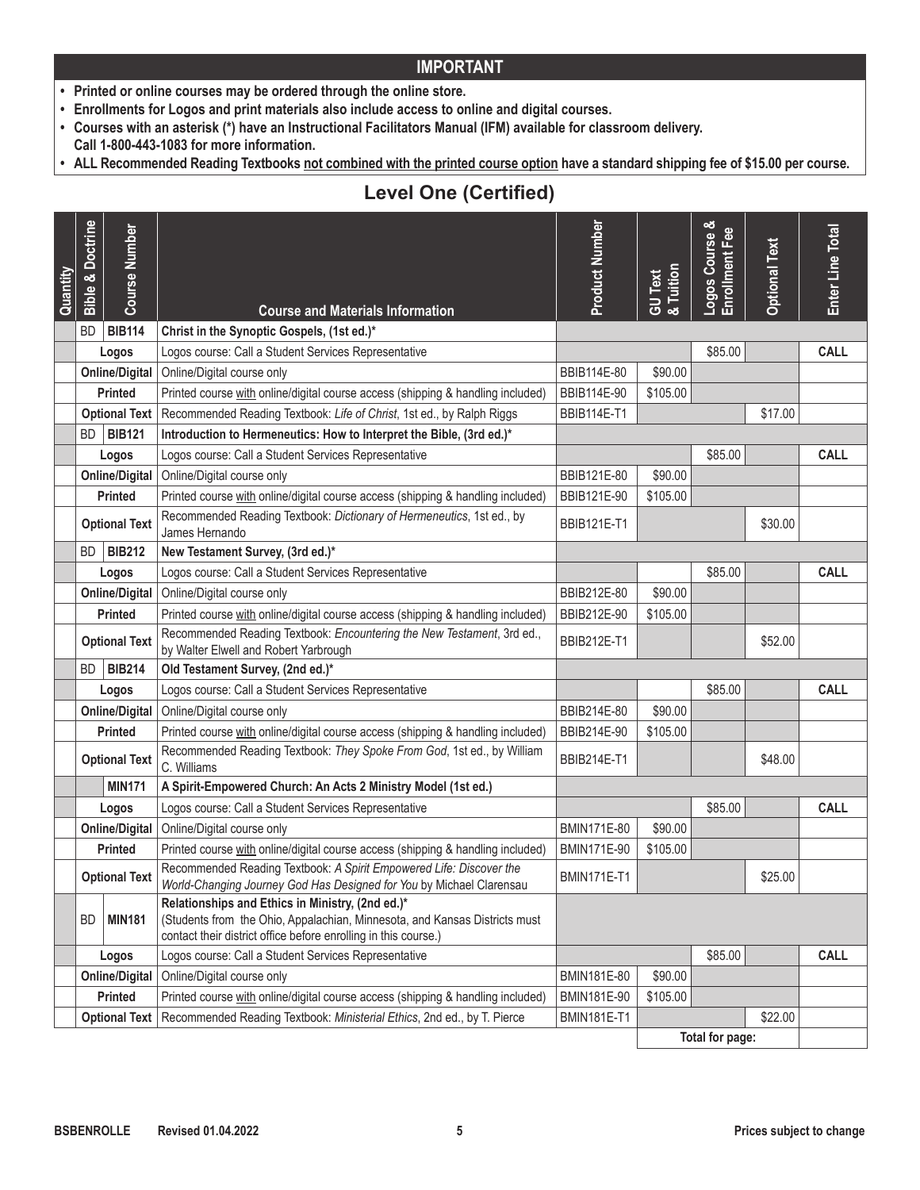## IMPORTANT

- **Printed or online courses may be ordered through the online store.**
- **Enrollments for Logos and print materials also include access to online and digital courses.**
- **Courses with an asterisk (*) have an Instructional Facilitators Manual (IFM) available for classroom delivery. Call 1-800-443-1083 for more information.**
- **ALL Recommended Reading Textbooks not combined with the printed course option have a standard shipping fee of $15.00 per course.**

## Level One (Certified)

| Quantity | Bible & Doctrine | Course Number | Course and Materials Information | Product Number | GU Text & Tuition | Logos Course & Enrollment Fee | Optional Text | Enter Line Total |
|---|---|---|---|---|---|---|---|---|
| | BD | **BIB114** | **Christ in the Synoptic Gospels, (1st ed.)*** | | | | | |
| | **Logos** | | Logos course: Call a Student Services Representative | | | $85.00 | | **CALL** |
| | **Online/Digital** | | Online/Digital course only | BBIB114E-80 | $90.00 | | | |
| | **Printed** | | Printed course with online/digital course access (shipping & handling included) | BBIB114E-90 | $105.00 | | | |
| | **Optional Text** | | Recommended Reading Textbook: *Life of Christ*, 1st ed., by Ralph Riggs | BBIB114E-T1 | | | $17.00 | |
| | BD | **BIB121** | **Introduction to Hermeneutics: How to Interpret the Bible, (3rd ed.)*** | | | | | |
| | **Logos** | | Logos course: Call a Student Services Representative | | | $85.00 | | **CALL** |
| | **Online/Digital** | | Online/Digital course only | BBIB121E-80 | $90.00 | | | |
| | **Printed** | | Printed course with online/digital course access (shipping & handling included) | BBIB121E-90 | $105.00 | | | |
| | **Optional Text** | | Recommended Reading Textbook: *Dictionary of Hermeneutics*, 1st ed., by James Hernando | BBIB121E-T1 | | | $30.00 | |
| | BD | **BIB212** | **New Testament Survey, (3rd ed.)*** | | | | | |
| | **Logos** | | Logos course: Call a Student Services Representative | | | $85.00 | | **CALL** |
| | **Online/Digital** | | Online/Digital course only | BBIB212E-80 | $90.00 | | | |
| | **Printed** | | Printed course with online/digital course access (shipping & handling included) | BBIB212E-90 | $105.00 | | | |
| | **Optional Text** | | Recommended Reading Textbook: *Encountering the New Testament*, 3rd ed., by Walter Elwell and Robert Yarbrough | BBIB212E-T1 | | | $52.00 | |
| | BD | **BIB214** | **Old Testament Survey, (2nd ed.)*** | | | | | |
| | **Logos** | | Logos course: Call a Student Services Representative | | | $85.00 | | **CALL** |
| | **Online/Digital** | | Online/Digital course only | BBIB214E-80 | $90.00 | | | |
| | **Printed** | | Printed course with online/digital course access (shipping & handling included) | BBIB214E-90 | $105.00 | | | |
| | **Optional Text** | | Recommended Reading Textbook: *They Spoke From God*, 1st ed., by William C. Williams | BBIB214E-T1 | | | $48.00 | |
| | | **MIN171** | **A Spirit-Empowered Church: An Acts 2 Ministry Model (1st ed.)** | | | | | |
| | **Logos** | | Logos course: Call a Student Services Representative | | | $85.00 | | **CALL** |
| | **Online/Digital** | | Online/Digital course only | BMIN171E-80 | $90.00 | | | |
| | **Printed** | | Printed course with online/digital course access (shipping & handling included) | BMIN171E-90 | $105.00 | | | |
| | **Optional Text** | | Recommended Reading Textbook: *A Spirit Empowered Life: Discover the World-Changing Journey God Has Designed for You* by Michael Clarensau | BMIN171E-T1 | | | $25.00 | |
| | BD | **MIN181** | **Relationships and Ethics in Ministry, (2nd ed.)*** (Students from the Ohio, Appalachian, Minnesota, and Kansas Districts must contact their district office before enrolling in this course.) | | | | | |
| | **Logos** | | Logos course: Call a Student Services Representative | | | $85.00 | | **CALL** |
| | **Online/Digital** | | Online/Digital course only | BMIN181E-80 | $90.00 | | | |
| | **Printed** | | Printed course with online/digital course access (shipping & handling included) | BMIN181E-90 | $105.00 | | | |
| | **Optional Text** | | Recommended Reading Textbook: *Ministerial Ethics*, 2nd ed., by T. Pierce | BMIN181E-T1 | | | $22.00 | |
| | | | | | | **Total for page:** | | |

BSBENROLLE Revised 01.04.2022 Prices subject to change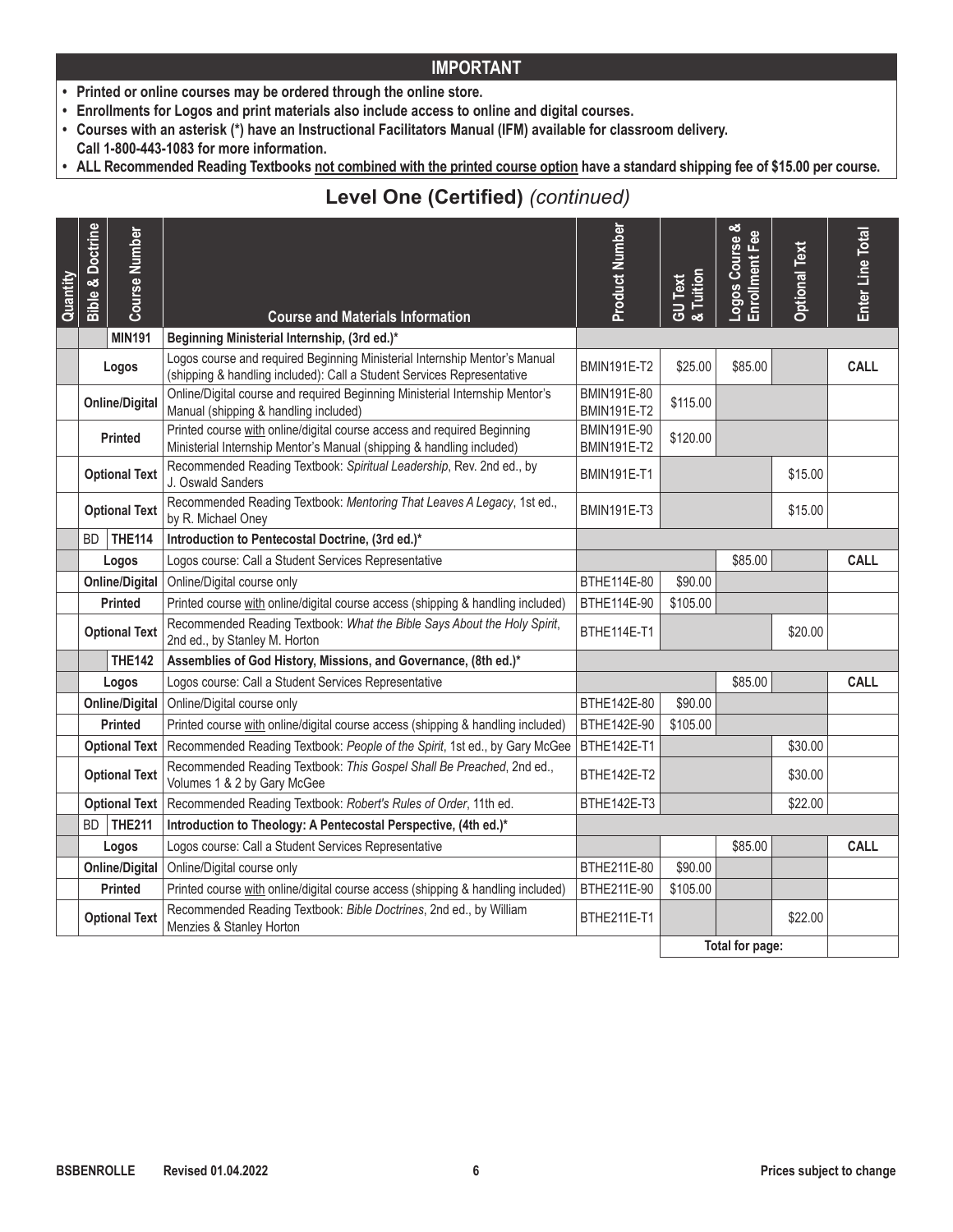## IMPORTANT

- **Printed or online courses may be ordered through the online store.**
- **Enrollments for Logos and print materials also include access to online and digital courses.**
- **Courses with an asterisk (*) have an Instructional Facilitators Manual (IFM) available for classroom delivery. Call 1-800-443-1083 for more information.**
- **ALL Recommended Reading Textbooks not combined with the printed course option have a standard shipping fee of $15.00 per course.**

## Level One (Certified) *(continued)*

| Quantity | Bible & Doctrine | Course Number | Course and Materials Information | Product Number | GU Text & Tuition | Logos Course & Enrollment Fee | Optional Text | Enter Line Total |
|---|---|---|---|---|---|---|---|---|
| | | **MIN191** | **Beginning Ministerial Internship, (3rd ed.)*** | | | | | |
| | **Logos** | | Logos course and required Beginning Ministerial Internship Mentor's Manual (shipping & handling included): Call a Student Services Representative | BMIN191E-T2 | $25.00 | $85.00 | | **CALL** |
| | **Online/Digital** | | Online/Digital course and required Beginning Ministerial Internship Mentor's Manual (shipping & handling included) | BMIN191E-80 BMIN191E-T2 | $115.00 | | | |
| | **Printed** | | Printed course with online/digital course access and required Beginning Ministerial Internship Mentor's Manual (shipping & handling included) | BMIN191E-90 BMIN191E-T2 | $120.00 | | | |
| | **Optional Text** | | Recommended Reading Textbook: *Spiritual Leadership*, Rev. 2nd ed., by J. Oswald Sanders | BMIN191E-T1 | | | $15.00 | |
| | **Optional Text** | | Recommended Reading Textbook: *Mentoring That Leaves A Legacy*, 1st ed., by R. Michael Oney | BMIN191E-T3 | | | $15.00 | |
| | BD | **THE114** | **Introduction to Pentecostal Doctrine, (3rd ed.)*** | | | | | |
| | **Logos** | | Logos course: Call a Student Services Representative | | | $85.00 | | **CALL** |
| | **Online/Digital** | | Online/Digital course only | BTHE114E-80 | $90.00 | | | |
| | **Printed** | | Printed course with online/digital course access (shipping & handling included) | BTHE114E-90 | $105.00 | | | |
| | **Optional Text** | | Recommended Reading Textbook: *What the Bible Says About the Holy Spirit*, 2nd ed., by Stanley M. Horton | BTHE114E-T1 | | | $20.00 | |
| | | **THE142** | **Assemblies of God History, Missions, and Governance, (8th ed.)*** | | | | | |
| | **Logos** | | Logos course: Call a Student Services Representative | | | $85.00 | | **CALL** |
| | **Online/Digital** | | Online/Digital course only | BTHE142E-80 | $90.00 | | | |
| | **Printed** | | Printed course with online/digital course access (shipping & handling included) | BTHE142E-90 | $105.00 | | | |
| | **Optional Text** | | Recommended Reading Textbook: *People of the Spirit*, 1st ed., by Gary McGee | BTHE142E-T1 | | | $30.00 | |
| | **Optional Text** | | Recommended Reading Textbook: *This Gospel Shall Be Preached*, 2nd ed., Volumes 1 & 2 by Gary McGee | BTHE142E-T2 | | | $30.00 | |
| | **Optional Text** | | Recommended Reading Textbook: *Robert's Rules of Order*, 11th ed. | BTHE142E-T3 | | | $22.00 | |
| | BD | **THE211** | **Introduction to Theology: A Pentecostal Perspective, (4th ed.)*** | | | | | |
| | **Logos** | | Logos course: Call a Student Services Representative | | | $85.00 | | **CALL** |
| | **Online/Digital** | | Online/Digital course only | BTHE211E-80 | $90.00 | | | |
| | **Printed** | | Printed course with online/digital course access (shipping & handling included) | BTHE211E-90 | $105.00 | | | |
| | **Optional Text** | | Recommended Reading Textbook: *Bible Doctrines*, 2nd ed., by William Menzies & Stanley Horton | BTHE211E-T1 | | | $22.00 | |
| | | | | | | **Total for page:** | | |

BSBENROLLE Revised 01.04.2022 Prices subject to change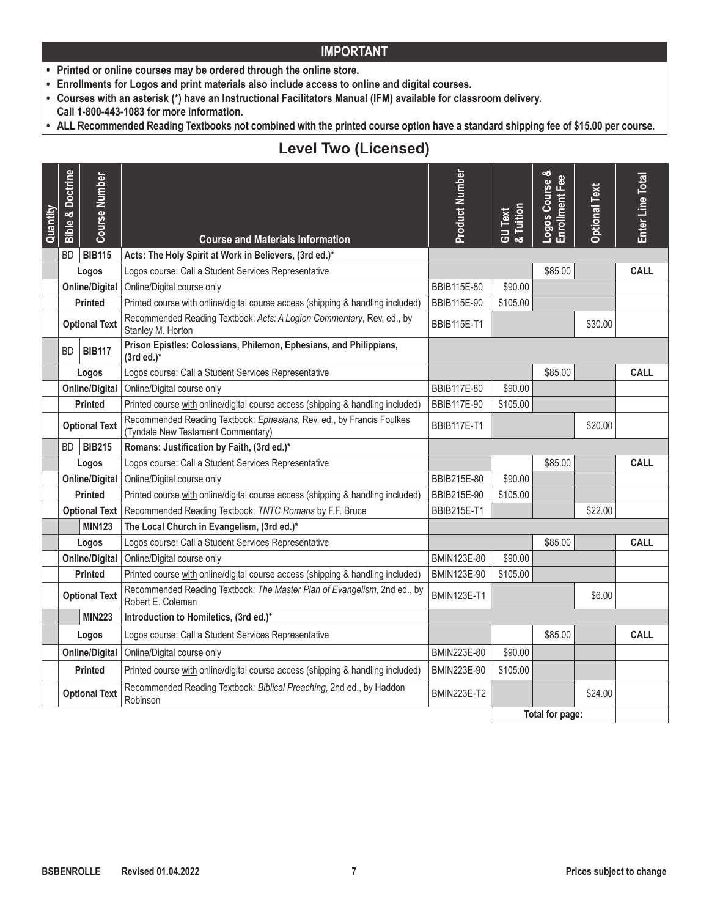## IMPORTANT

- **Printed or online courses may be ordered through the online store.**
- **Enrollments for Logos and print materials also include access to online and digital courses.**
- **Courses with an asterisk (*) have an Instructional Facilitators Manual (IFM) available for classroom delivery. Call 1-800-443-1083 for more information.**
- **ALL Recommended Reading Textbooks not combined with the printed course option have a standard shipping fee of $15.00 per course.**

## Level Two (Licensed)

| Quantity | Bible & Doctrine | Course Number | Course and Materials Information | Product Number | GU Text & Tuition | Logos Course & Enrollment Fee | Optional Text | Enter Line Total |
|---|---|---|---|---|---|---|---|---|
| | BD | **BIB115** | **Acts: The Holy Spirit at Work in Believers, (3rd ed.)*** | | | | | |
| | **Logos** | | Logos course: Call a Student Services Representative | | | $85.00 | | **CALL** |
| | **Online/Digital** | | Online/Digital course only | BBIB115E-80 | $90.00 | | | |
| | **Printed** | | Printed course with online/digital course access (shipping & handling included) | BBIB115E-90 | $105.00 | | | |
| | **Optional Text** | | Recommended Reading Textbook: *Acts: A Logion Commentary*, Rev. ed., by Stanley M. Horton | BBIB115E-T1 | | | $30.00 | |
| | BD | **BIB117** | **Prison Epistles: Colossians, Philemon, Ephesians, and Philippians, (3rd ed.)*** | | | | | |
| | **Logos** | | Logos course: Call a Student Services Representative | | | $85.00 | | **CALL** |
| | **Online/Digital** | | Online/Digital course only | BBIB117E-80 | $90.00 | | | |
| | **Printed** | | Printed course with online/digital course access (shipping & handling included) | BBIB117E-90 | $105.00 | | | |
| | **Optional Text** | | Recommended Reading Textbook: *Ephesians*, Rev. ed., by Francis Foulkes (Tyndale New Testament Commentary) | BBIB117E-T1 | | | $20.00 | |
| | BD | **BIB215** | **Romans: Justification by Faith, (3rd ed.)*** | | | | | |
| | **Logos** | | Logos course: Call a Student Services Representative | | | $85.00 | | **CALL** |
| | **Online/Digital** | | Online/Digital course only | BBIB215E-80 | $90.00 | | | |
| | **Printed** | | Printed course with online/digital course access (shipping & handling included) | BBIB215E-90 | $105.00 | | | |
| | **Optional Text** | | Recommended Reading Textbook: *TNTC Romans* by F.F. Bruce | BBIB215E-T1 | | | $22.00 | |
| | | **MIN123** | **The Local Church in Evangelism, (3rd ed.)*** | | | | | |
| | **Logos** | | Logos course: Call a Student Services Representative | | | $85.00 | | **CALL** |
| | **Online/Digital** | | Online/Digital course only | BMIN123E-80 | $90.00 | | | |
| | **Printed** | | Printed course with online/digital course access (shipping & handling included) | BMIN123E-90 | $105.00 | | | |
| | **Optional Text** | | Recommended Reading Textbook: *The Master Plan of Evangelism*, 2nd ed., by Robert E. Coleman | BMIN123E-T1 | | | $6.00 | |
| | | **MIN223** | **Introduction to Homiletics, (3rd ed.)*** | | | | | |
| | **Logos** | | Logos course: Call a Student Services Representative | | | $85.00 | | **CALL** |
| | **Online/Digital** | | Online/Digital course only | BMIN223E-80 | $90.00 | | | |
| | **Printed** | | Printed course with online/digital course access (shipping & handling included) | BMIN223E-90 | $105.00 | | | |
| | **Optional Text** | | Recommended Reading Textbook: *Biblical Preaching*, 2nd ed., by Haddon Robinson | BMIN223E-T2 | | | $24.00 | |
| | | | | | **Total for page:** | | | |

BSBENROLLE Revised 01.04.2022

Prices subject to change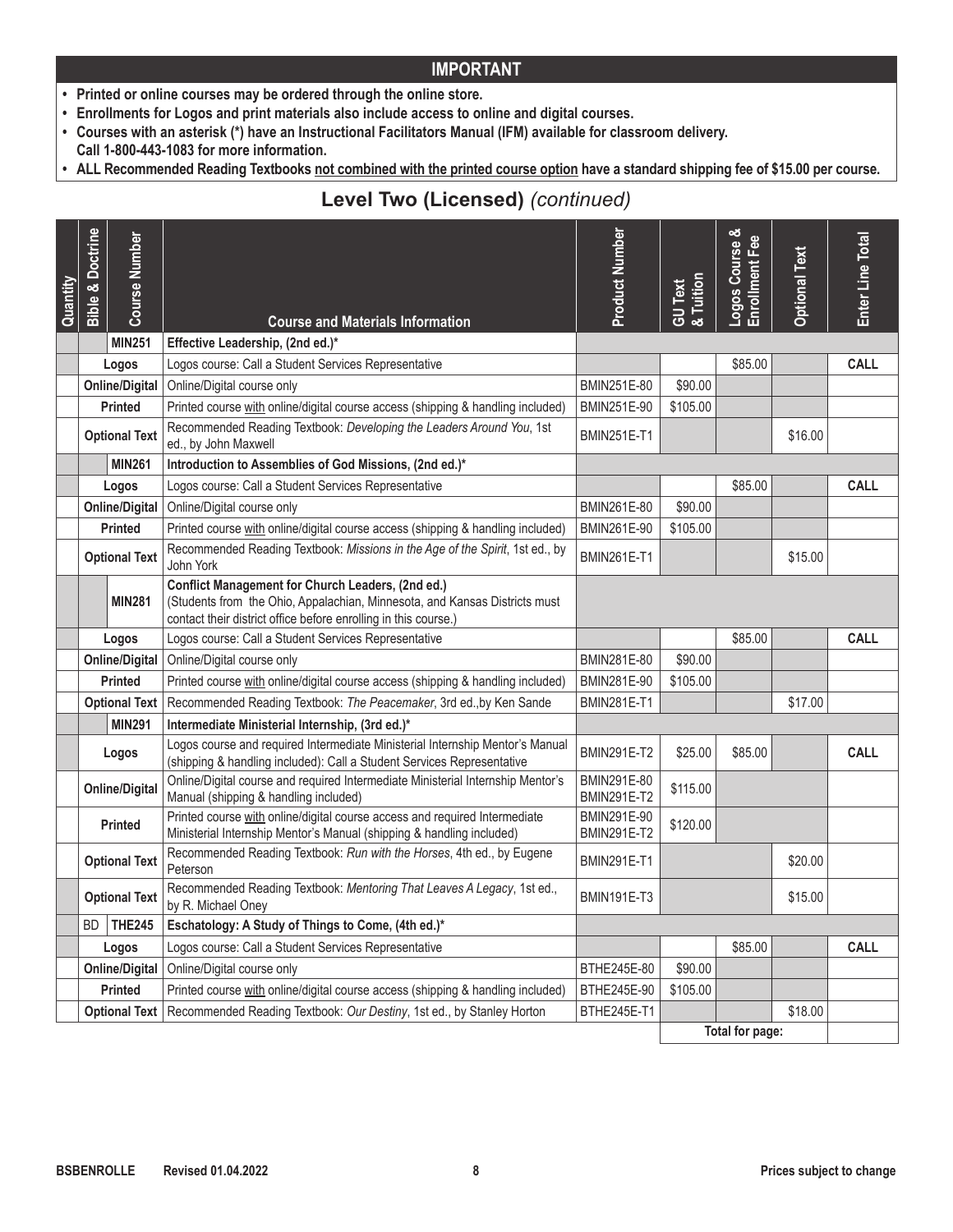## IMPORTANT

- **Printed or online courses may be ordered through the online store.**
- **Enrollments for Logos and print materials also include access to online and digital courses.**
- **Courses with an asterisk (*) have an Instructional Facilitators Manual (IFM) available for classroom delivery. Call 1-800-443-1083 for more information.**
- **ALL Recommended Reading Textbooks not combined with the printed course option have a standard shipping fee of $15.00 per course.**

## Level Two (Licensed) *(continued)*

| Quantity | Bible & Doctrine | Course Number | Course and Materials Information | Product Number | GU Text & Tuition | Logos Course & Enrollment Fee | Optional Text | Enter Line Total |
|---|---|---|---|---|---|---|---|---|
| | | **MIN251** | **Effective Leadership, (2nd ed.)*** | | | | | |
| | | **Logos** | Logos course: Call a Student Services Representative | | | $85.00 | | **CALL** |
| | | **Online/Digital** | Online/Digital course only | BMIN251E-80 | $90.00 | | | |
| | | **Printed** | Printed course with online/digital course access (shipping & handling included) | BMIN251E-90 | $105.00 | | | |
| | | **Optional Text** | Recommended Reading Textbook: *Developing the Leaders Around You*, 1st ed., by John Maxwell | BMIN251E-T1 | | | $16.00 | |
| | | **MIN261** | **Introduction to Assemblies of God Missions, (2nd ed.)*** | | | | | |
| | | **Logos** | Logos course: Call a Student Services Representative | | | $85.00 | | **CALL** |
| | | **Online/Digital** | Online/Digital course only | BMIN261E-80 | $90.00 | | | |
| | | **Printed** | Printed course with online/digital course access (shipping & handling included) | BMIN261E-90 | $105.00 | | | |
| | | **Optional Text** | Recommended Reading Textbook: *Missions in the Age of the Spirit*, 1st ed., by John York | BMIN261E-T1 | | | $15.00 | |
| | | **MIN281** | **Conflict Management for Church Leaders, (2nd ed.)** (Students from the Ohio, Appalachian, Minnesota, and Kansas Districts must contact their district office before enrolling in this course.) | | | | | |
| | | **Logos** | Logos course: Call a Student Services Representative | | | $85.00 | | **CALL** |
| | | **Online/Digital** | Online/Digital course only | BMIN281E-80 | $90.00 | | | |
| | | **Printed** | Printed course with online/digital course access (shipping & handling included) | BMIN281E-90 | $105.00 | | | |
| | | **Optional Text** | Recommended Reading Textbook: *The Peacemaker*, 3rd ed.,by Ken Sande | BMIN281E-T1 | | | $17.00 | |
| | | **MIN291** | **Intermediate Ministerial Internship, (3rd ed.)*** | | | | | |
| | | **Logos** | Logos course and required Intermediate Ministerial Internship Mentor's Manual (shipping & handling included): Call a Student Services Representative | BMIN291E-T2 | $25.00 | $85.00 | | **CALL** |
| | | **Online/Digital** | Online/Digital course and required Intermediate Ministerial Internship Mentor's Manual (shipping & handling included) | BMIN291E-80 BMIN291E-T2 | $115.00 | | | |
| | | **Printed** | Printed course with online/digital course access and required Intermediate Ministerial Internship Mentor's Manual (shipping & handling included) | BMIN291E-90 BMIN291E-T2 | $120.00 | | | |
| | | **Optional Text** | Recommended Reading Textbook: *Run with the Horses*, 4th ed., by Eugene Peterson | BMIN291E-T1 | | | $20.00 | |
| | | **Optional Text** | Recommended Reading Textbook: *Mentoring That Leaves A Legacy*, 1st ed., by R. Michael Oney | BMIN191E-T3 | | | $15.00 | |
| | BD | **THE245** | **Eschatology: A Study of Things to Come, (4th ed.)*** | | | | | |
| | | **Logos** | Logos course: Call a Student Services Representative | | | $85.00 | | **CALL** |
| | | **Online/Digital** | Online/Digital course only | BTHE245E-80 | $90.00 | | | |
| | | **Printed** | Printed course with online/digital course access (shipping & handling included) | BTHE245E-90 | $105.00 | | | |
| | | **Optional Text** | Recommended Reading Textbook: *Our Destiny*, 1st ed., by Stanley Horton | BTHE245E-T1 | | | $18.00 | |
| | | | | | | **Total for page:** | | |

BSBENROLLE Revised 01.04.2022 Prices subject to change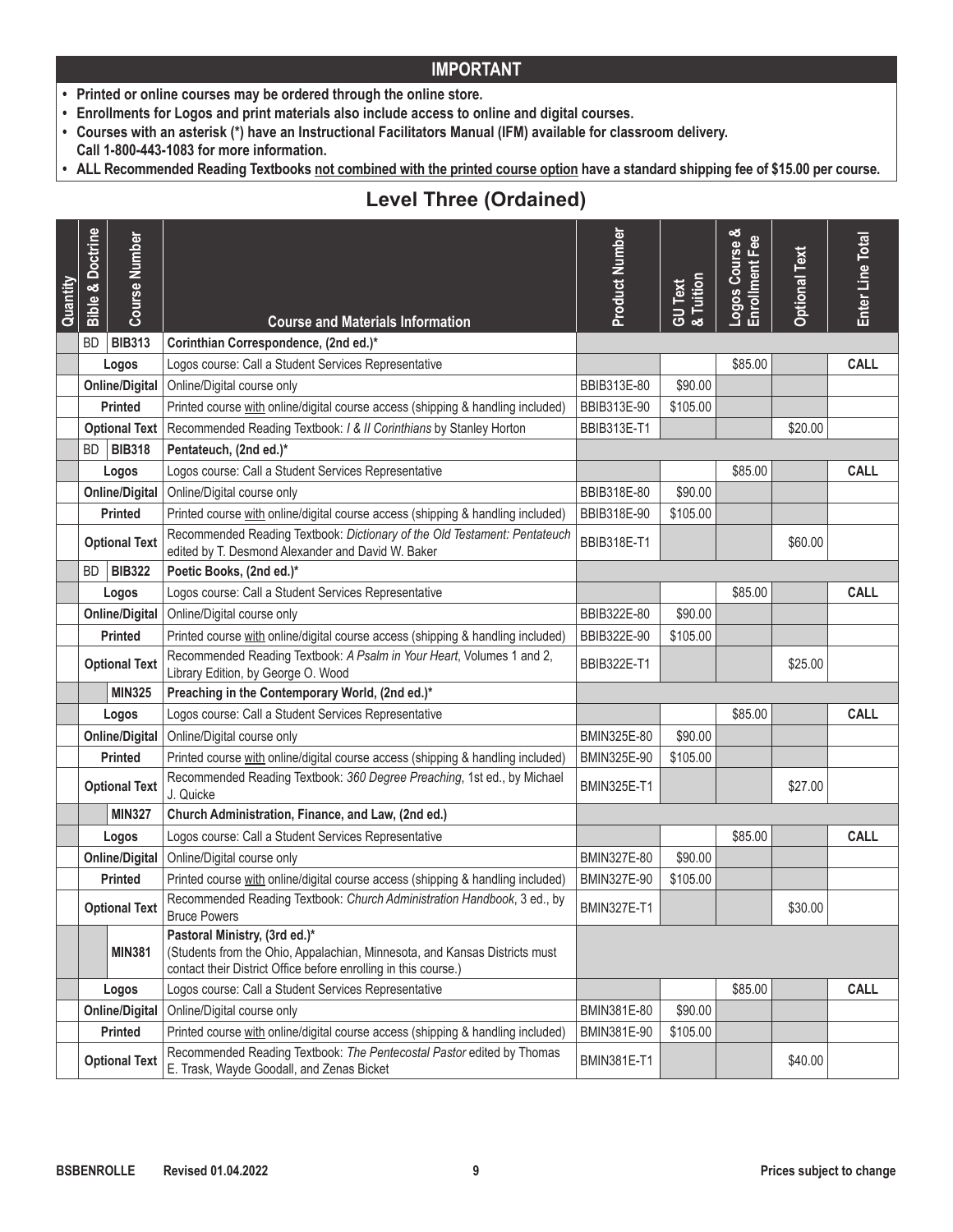## IMPORTANT

- **Printed or online courses may be ordered through the online store.**
- **Enrollments for Logos and print materials also include access to online and digital courses.**
- **Courses with an asterisk (*) have an Instructional Facilitators Manual (IFM) available for classroom delivery. Call 1-800-443-1083 for more information.**
- **ALL Recommended Reading Textbooks not combined with the printed course option have a standard shipping fee of $15.00 per course.**

## Level Three (Ordained)

| Quantity | Bible & Doctrine | Course Number | Course and Materials Information | Product Number | GU Text & Tuition | Logos Course & Enrollment Fee | Optional Text | Enter Line Total |
|---|---|---|---|---|---|---|---|---|
| | BD | **BIB313** | **Corinthian Correspondence, (2nd ed.)*** | | | | | |
| | **Logos** | | Logos course: Call a Student Services Representative | | | $85.00 | | **CALL** |
| | **Online/Digital** | | Online/Digital course only | BBIB313E-80 | $90.00 | | | |
| | **Printed** | | Printed course with online/digital course access (shipping & handling included) | BBIB313E-90 | $105.00 | | | |
| | **Optional Text** | | Recommended Reading Textbook: *I & II Corinthians* by Stanley Horton | BBIB313E-T1 | | | $20.00 | |
| | BD | **BIB318** | **Pentateuch, (2nd ed.)*** | | | | | |
| | **Logos** | | Logos course: Call a Student Services Representative | | | $85.00 | | **CALL** |
| | **Online/Digital** | | Online/Digital course only | BBIB318E-80 | $90.00 | | | |
| | **Printed** | | Printed course with online/digital course access (shipping & handling included) | BBIB318E-90 | $105.00 | | | |
| | **Optional Text** | | Recommended Reading Textbook: *Dictionary of the Old Testament: Pentateuch* edited by T. Desmond Alexander and David W. Baker | BBIB318E-T1 | | | $60.00 | |
| | BD | **BIB322** | **Poetic Books, (2nd ed.)*** | | | | | |
| | **Logos** | | Logos course: Call a Student Services Representative | | | $85.00 | | **CALL** |
| | **Online/Digital** | | Online/Digital course only | BBIB322E-80 | $90.00 | | | |
| | **Printed** | | Printed course with online/digital course access (shipping & handling included) | BBIB322E-90 | $105.00 | | | |
| | **Optional Text** | | Recommended Reading Textbook: *A Psalm in Your Heart*, Volumes 1 and 2, Library Edition, by George O. Wood | BBIB322E-T1 | | | $25.00 | |
| | | **MIN325** | **Preaching in the Contemporary World, (2nd ed.)*** | | | | | |
| | **Logos** | | Logos course: Call a Student Services Representative | | | $85.00 | | **CALL** |
| | **Online/Digital** | | Online/Digital course only | BMIN325E-80 | $90.00 | | | |
| | **Printed** | | Printed course with online/digital course access (shipping & handling included) | BMIN325E-90 | $105.00 | | | |
| | **Optional Text** | | Recommended Reading Textbook: *360 Degree Preaching*, 1st ed., by Michael J. Quicke | BMIN325E-T1 | | | $27.00 | |
| | | **MIN327** | **Church Administration, Finance, and Law, (2nd ed.)** | | | | | |
| | **Logos** | | Logos course: Call a Student Services Representative | | | $85.00 | | **CALL** |
| | **Online/Digital** | | Online/Digital course only | BMIN327E-80 | $90.00 | | | |
| | **Printed** | | Printed course with online/digital course access (shipping & handling included) | BMIN327E-90 | $105.00 | | | |
| | **Optional Text** | | Recommended Reading Textbook: *Church Administration Handbook*, 3 ed., by Bruce Powers | BMIN327E-T1 | | | $30.00 | |
| | | **MIN381** | **Pastoral Ministry, (3rd ed.)*** (Students from the Ohio, Appalachian, Minnesota, and Kansas Districts must contact their District Office before enrolling in this course.) | | | | | |
| | **Logos** | | Logos course: Call a Student Services Representative | | | $85.00 | | **CALL** |
| | **Online/Digital** | | Online/Digital course only | BMIN381E-80 | $90.00 | | | |
| | **Printed** | | Printed course with online/digital course access (shipping & handling included) | BMIN381E-90 | $105.00 | | | |
| | **Optional Text** | | Recommended Reading Textbook: *The Pentecostal Pastor* edited by Thomas E. Trask, Wayde Goodall, and Zenas Bicket | BMIN381E-T1 | | | $40.00 | |

**BSBENROLLE** **Revised 01.04.2022** **Prices subject to change**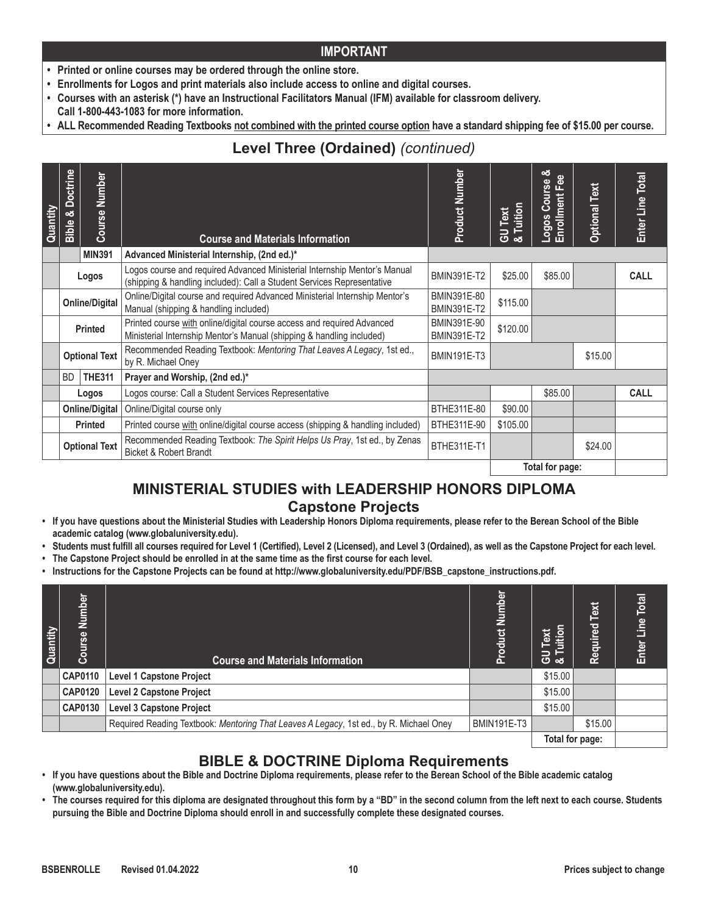## IMPORTANT

- Printed or online courses may be ordered through the online store.
- Enrollments for Logos and print materials also include access to online and digital courses.
- Courses with an asterisk (*) have an Instructional Facilitators Manual (IFM) available for classroom delivery. Call 1-800-443-1083 for more information.
- ALL Recommended Reading Textbooks not combined with the printed course option have a standard shipping fee of $15.00 per course.

## Level Three (Ordained) *(continued)*

| Quantity | Bible & Doctrine | Course Number | Course and Materials Information | Product Number | GU Text & Tuition | Logos Course & Enrollment Fee | Optional Text | Enter Line Total |
|---|---|---|---|---|---|---|---|---|
| | | **MIN391** | **Advanced Ministerial Internship, (2nd ed.)*** | | | | | |
| | | **Logos** | Logos course and required Advanced Ministerial Internship Mentor's Manual (shipping & handling included): Call a Student Services Representative | BMIN391E-T2 | $25.00 | $85.00 | | **CALL** |
| | | **Online/Digital** | Online/Digital course and required Advanced Ministerial Internship Mentor's Manual (shipping & handling included) | BMIN391E-80 BMIN391E-T2 | $115.00 | | | |
| | | **Printed** | Printed course with online/digital course access and required Advanced Ministerial Internship Mentor's Manual (shipping & handling included) | BMIN391E-90 BMIN391E-T2 | $120.00 | | | |
| | | **Optional Text** | Recommended Reading Textbook: *Mentoring That Leaves A Legacy*, 1st ed., by R. Michael Oney | BMIN191E-T3 | | | $15.00 | |
| | BD | **THE311** | **Prayer and Worship, (2nd ed.)*** | | | | | |
| | | **Logos** | Logos course: Call a Student Services Representative | | | $85.00 | | **CALL** |
| | | **Online/Digital** | Online/Digital course only | BTHE311E-80 | $90.00 | | | |
| | | **Printed** | Printed course with online/digital course access (shipping & handling included) | BTHE311E-90 | $105.00 | | | |
| | | **Optional Text** | Recommended Reading Textbook: *The Spirit Helps Us Pray*, 1st ed., by Zenas Bicket & Robert Brandt | BTHE311E-T1 | | | $24.00 | |
| | | | | | **Total for page:** | | | |

## MINISTERIAL STUDIES with LEADERSHIP HONORS DIPLOMA
### Capstone Projects

- If you have questions about the Ministerial Studies with Leadership Honors Diploma requirements, please refer to the Berean School of the Bible academic catalog (www.globaluniversity.edu).
- Students must fulfill all courses required for Level 1 (Certified), Level 2 (Licensed), and Level 3 (Ordained), as well as the Capstone Project for each level.
- The Capstone Project should be enrolled in at the same time as the first course for each level.
- Instructions for the Capstone Projects can be found at http://www.globaluniversity.edu/PDF/BSB_capstone_instructions.pdf.

| Quantity | Course Number | Course and Materials Information | Product Number | GU Text & Tuition | Required Text | Enter Line Total |
|---|---|---|---|---|---|---|
| | **CAP0110** | **Level 1 Capstone Project** | | $15.00 | | |
| | **CAP0120** | **Level 2 Capstone Project** | | $15.00 | | |
| | **CAP0130** | **Level 3 Capstone Project** | | $15.00 | | |
| | | Required Reading Textbook: *Mentoring That Leaves A Legacy*, 1st ed., by R. Michael Oney | BMIN191E-T3 | | $15.00 | |
| | | | | **Total for page:** | | |

## BIBLE & DOCTRINE Diploma Requirements

- If you have questions about the Bible and Doctrine Diploma requirements, please refer to the Berean School of the Bible academic catalog (www.globaluniversity.edu).
- The courses required for this diploma are designated throughout this form by a "BD" in the second column from the left next to each course. Students pursuing the Bible and Doctrine Diploma should enroll in and successfully complete these designated courses.

BSBENROLLE Revised 01.04.2022 Prices subject to change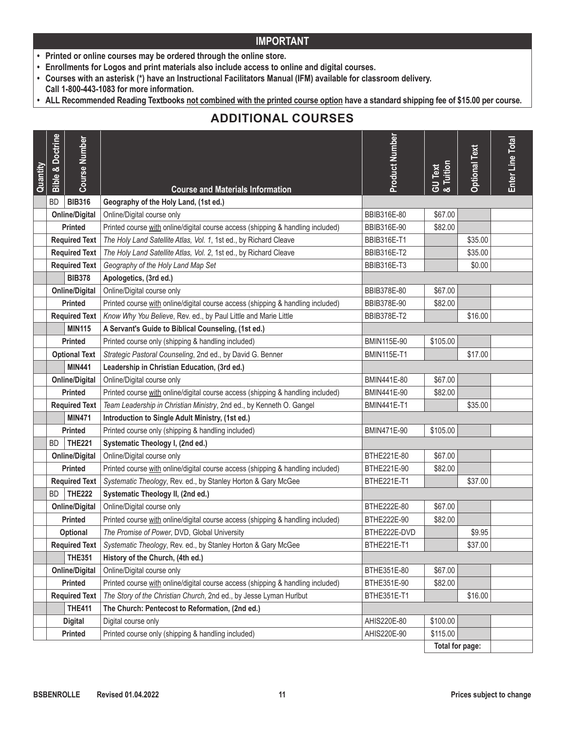## IMPORTANT

- **Printed or online courses may be ordered through the online store.**
- **Enrollments for Logos and print materials also include access to online and digital courses.**
- **Courses with an asterisk (*) have an Instructional Facilitators Manual (IFM) available for classroom delivery. Call 1-800-443-1083 for more information.**
- **ALL Recommended Reading Textbooks not combined with the printed course option have a standard shipping fee of $15.00 per course.**

## ADDITIONAL COURSES

| Quantity | Bible & Doctrine | Course Number | Course and Materials Information | Product Number | GU Text & Tuition | Optional Text | Enter Line Total |
|---|---|---|---|---|---|---|---|
| | BD | **BIB316** | **Geography of the Holy Land, (1st ed.)** | | | | |
| | | **Online/Digital** | Online/Digital course only | BBIB316E-80 | $67.00 | | |
| | | **Printed** | Printed course with online/digital course access (shipping & handling included) | BBIB316E-90 | $82.00 | | |
| | | **Required Text** | *The Holy Land Satellite Atlas, Vol. 1*, 1st ed., by Richard Cleave | BBIB316E-T1 | | $35.00 | |
| | | **Required Text** | *The Holy Land Satellite Atlas, Vol. 2*, 1st ed., by Richard Cleave | BBIB316E-T2 | | $35.00 | |
| | | **Required Text** | *Geography of the Holy Land Map Set* | BBIB316E-T3 | | $0.00 | |
| | | **BIB378** | **Apologetics, (3rd ed.)** | | | | |
| | | **Online/Digital** | Online/Digital course only | BBIB378E-80 | $67.00 | | |
| | | **Printed** | Printed course with online/digital course access (shipping & handling included) | BBIB378E-90 | $82.00 | | |
| | | **Required Text** | *Know Why You Believe*, Rev. ed., by Paul Little and Marie Little | BBIB378E-T2 | | $16.00 | |
| | | **MIN115** | **A Servant's Guide to Biblical Counseling, (1st ed.)** | | | | |
| | | **Printed** | Printed course only (shipping & handling included) | BMIN115E-90 | $105.00 | | |
| | | **Optional Text** | *Strategic Pastoral Counseling*, 2nd ed., by David G. Benner | BMIN115E-T1 | | $17.00 | |
| | | **MIN441** | **Leadership in Christian Education, (3rd ed.)** | | | | |
| | | **Online/Digital** | Online/Digital course only | BMIN441E-80 | $67.00 | | |
| | | **Printed** | Printed course with online/digital course access (shipping & handling included) | BMIN441E-90 | $82.00 | | |
| | | **Required Text** | *Team Leadership in Christian Ministry*, 2nd ed., by Kenneth O. Gangel | BMIN441E-T1 | | $35.00 | |
| | | **MIN471** | **Introduction to Single Adult Ministry, (1st ed.)** | | | | |
| | | **Printed** | Printed course only (shipping & handling included) | BMIN471E-90 | $105.00 | | |
| | BD | **THE221** | **Systematic Theology I, (2nd ed.)** | | | | |
| | | **Online/Digital** | Online/Digital course only | BTHE221E-80 | $67.00 | | |
| | | **Printed** | Printed course with online/digital course access (shipping & handling included) | BTHE221E-90 | $82.00 | | |
| | | **Required Text** | *Systematic Theology*, Rev. ed., by Stanley Horton & Gary McGee | BTHE221E-T1 | | $37.00 | |
| | BD | **THE222** | **Systematic Theology II, (2nd ed.)** | | | | |
| | | **Online/Digital** | Online/Digital course only | BTHE222E-80 | $67.00 | | |
| | | **Printed** | Printed course with online/digital course access (shipping & handling included) | BTHE222E-90 | $82.00 | | |
| | | **Optional** | *The Promise of Power*, DVD, Global University | BTHE222E-DVD | | $9.95 | |
| | | **Required Text** | *Systematic Theology*, Rev. ed., by Stanley Horton & Gary McGee | BTHE221E-T1 | | $37.00 | |
| | | **THE351** | **History of the Church, (4th ed.)** | | | | |
| | | **Online/Digital** | Online/Digital course only | BTHE351E-80 | $67.00 | | |
| | | **Printed** | Printed course with online/digital course access (shipping & handling included) | BTHE351E-90 | $82.00 | | |
| | | **Required Text** | *The Story of the Christian Church*, 2nd ed., by Jesse Lyman Hurlbut | BTHE351E-T1 | | $16.00 | |
| | | **THE411** | **The Church: Pentecost to Reformation, (2nd ed.)** | | | | |
| | | **Digital** | Digital course only | AHIS220E-80 | $100.00 | | |
| | | **Printed** | Printed course only (shipping & handling included) | AHIS220E-90 | $115.00 | | |
| | | | | | **Total for page:** | | |

BSBENROLLE Revised 01.04.2022 Prices subject to change